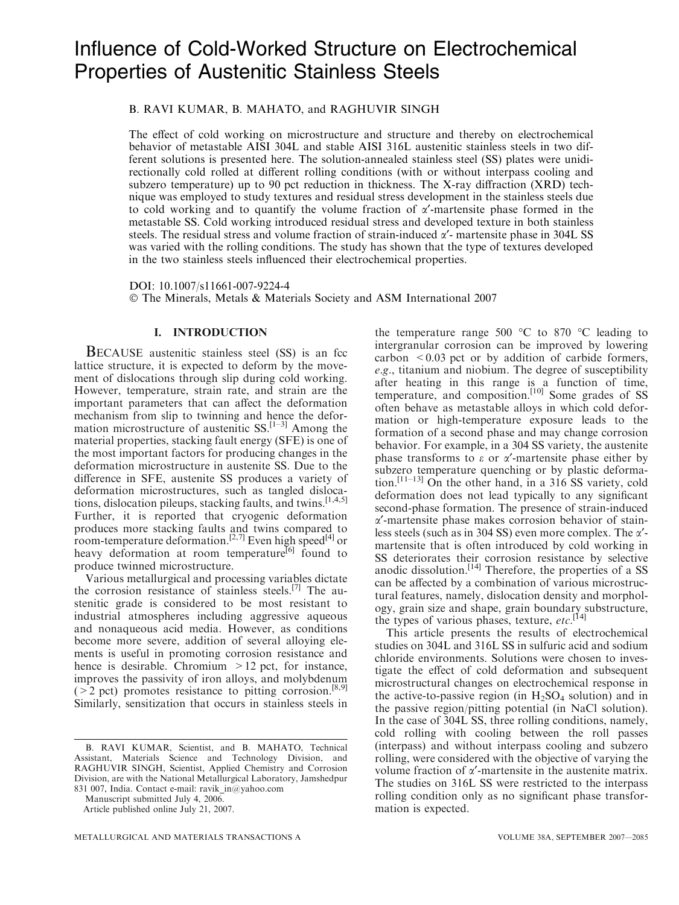# Influence of Cold-Worked Structure on Electrochemical Properties of Austenitic Stainless Steels

B. RAVI KUMAR, B. MAHATO, and RAGHUVIR SINGH

The effect of cold working on microstructure and structure and thereby on electrochemical behavior of metastable AISI 304L and stable AISI 316L austenitic stainless steels in two different solutions is presented here. The solution-annealed stainless steel (SS) plates were unidirectionally cold rolled at different rolling conditions (with or without interpass cooling and subzero temperature) up to 90 pct reduction in thickness. The X-ray diffraction (XRD) technique was employed to study textures and residual stress development in the stainless steels due to cold working and to quantify the volume fraction of $\alpha'$-martensite phase formed in the metastable SS. Cold working introduced residual stress and developed texture in both stainless steels. The residual stress and volume fraction of strain-induced $\alpha'$- martensite phase in 304L SS was varied with the rolling conditions. The study has shown that the type of textures developed in the two stainless steels influenced their electrochemical properties.

DOI: 10.1007/s11661-007-9224-4

© The Minerals, Metals & Materials Society and ASM International 2007

## I. INTRODUCTION

BECAUSE austenitic stainless steel (SS) is an fcc lattice structure, it is expected to deform by the movement of dislocations through slip during cold working. However, temperature, strain rate, and strain are the important parameters that can affect the deformation mechanism from slip to twinning and hence the deformation microstructure of austenitic SS.[1–3] Among the material properties, stacking fault energy (SFE) is one of the most important factors for producing changes in the deformation microstructure in austenite SS. Due to the difference in SFE, austenite SS produces a variety of deformation microstructures, such as tangled dislocations, dislocation pileups, stacking faults, and twins.[1,4,5] Further, it is reported that cryogenic deformation produces more stacking faults and twins compared to room-temperature deformation.[2,7] Even high speed[4] or heavy deformation at room temperature[6] found to produce twinned microstructure.

Various metallurgical and processing variables dictate the corrosion resistance of stainless steels.[7] The austenitic grade is considered to be most resistant to industrial atmospheres including aggressive aqueous and nonaqueous acid media. However, as conditions become more severe, addition of several alloying elements is useful in promoting corrosion resistance and hence is desirable. Chromium $>12$ pct, for instance, improves the passivity of iron alloys, and molybdenum ($>2$ pct) promotes resistance to pitting corrosion.[8,9] Similarly, sensitization that occurs in stainless steels in the temperature range 500 °C to 870 °C leading to intergranular corrosion can be improved by lowering carbon $<0.03$ pct or by addition of carbide formers, *e.g.*, titanium and niobium. The degree of susceptibility after heating in this range is a function of time, temperature, and composition.[10] Some grades of SS often behave as metastable alloys in which cold deformation or high-temperature exposure leads to the formation of a second phase and may change corrosion behavior. For example, in a 304 SS variety, the austenite phase transforms to $\varepsilon$ or $\alpha'$-martensite phase either by subzero temperature quenching or by plastic deformation.[11–13] On the other hand, in a 316 SS variety, cold deformation does not lead typically to any significant second-phase formation. The presence of strain-induced $\alpha'$-martensite phase makes corrosion behavior of stainless steels (such as in 304 SS) even more complex. The $\alpha'$-martensite that is often introduced by cold working in SS deteriorates their corrosion resistance by selective anodic dissolution.[14] Therefore, the properties of a SS can be affected by a combination of various microstructural features, namely, dislocation density and morphology, grain size and shape, grain boundary substructure, the types of various phases, texture, *etc.*[14]

This article presents the results of electrochemical studies on 304L and 316L SS in sulfuric acid and sodium chloride environments. Solutions were chosen to investigate the effect of cold deformation and subsequent microstructural changes on electrochemical response in the active-to-passive region (in $H_2SO_4$ solution) and in the passive region/pitting potential (in NaCl solution). In the case of 304L SS, three rolling conditions, namely, cold rolling with cooling between the roll passes (interpass) and without interpass cooling and subzero rolling, were considered with the objective of varying the volume fraction of $\alpha'$-martensite in the austenite matrix. The studies on 316L SS were restricted to the interpass rolling condition only as no significant phase transformation is expected.

---

B. RAVI KUMAR, Scientist, and B. MAHATO, Technical Assistant, Materials Science and Technology Division, and RAGHUVIR SINGH, Scientist, Applied Chemistry and Corrosion Division, are with the National Metallurgical Laboratory, Jamshedpur 831 007, India. Contact e-mail: ravik_in@yahoo.com

Manuscript submitted July 4, 2006.

Article published online July 21, 2007.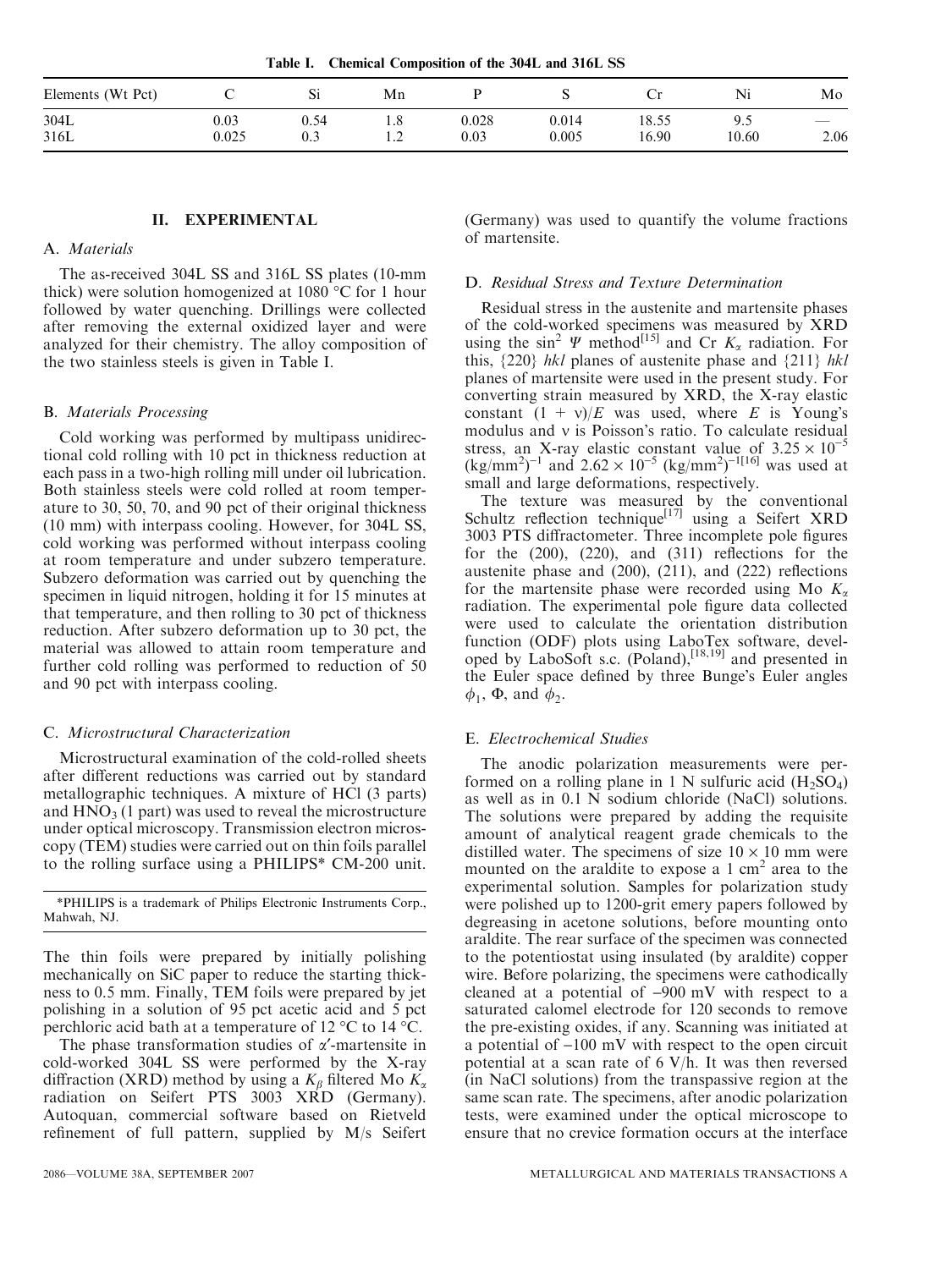Table I. Chemical Composition of the 304L and 316L SS

| Elements (Wt Pct) | C | Si | Mn | P | S | Cr | Ni | Mo |
|---|---|---|---|---|---|---|---|---|
| 304L | 0.03 | 0.54 | 1.8 | 0.028 | 0.014 | 18.55 | 9.5 | — |
| 316L | 0.025 | 0.3 | 1.2 | 0.03 | 0.005 | 16.90 | 10.60 | 2.06 |

## II. EXPERIMENTAL

### A. *Materials*

The as-received 304L SS and 316L SS plates (10-mm thick) were solution homogenized at 1080 °C for 1 hour followed by water quenching. Drillings were collected after removing the external oxidized layer and were analyzed for their chemistry. The alloy composition of the two stainless steels is given in Table I.

### B. *Materials Processing*

Cold working was performed by multipass unidirectional cold rolling with 10 pct in thickness reduction at each pass in a two-high rolling mill under oil lubrication. Both stainless steels were cold rolled at room temperature to 30, 50, 70, and 90 pct of their original thickness (10 mm) with interpass cooling. However, for 304L SS, cold working was performed without interpass cooling at room temperature and under subzero temperature. Subzero deformation was carried out by quenching the specimen in liquid nitrogen, holding it for 15 minutes at that temperature, and then rolling to 30 pct of thickness reduction. After subzero deformation up to 30 pct, the material was allowed to attain room temperature and further cold rolling was performed to reduction of 50 and 90 pct with interpass cooling.

### C. *Microstructural Characterization*

Microstructural examination of the cold-rolled sheets after different reductions was carried out by standard metallographic techniques. A mixture of HCl (3 parts) and $HNO_3$ (1 part) was used to reveal the microstructure under optical microscopy. Transmission electron microscopy (TEM) studies were carried out on thin foils parallel to the rolling surface using a PHILIPS* CM-200 unit.

*PHILIPS is a trademark of Philips Electronic Instruments Corp., Mahwah, NJ.

The thin foils were prepared by initially polishing mechanically on SiC paper to reduce the starting thickness to 0.5 mm. Finally, TEM foils were prepared by jet polishing in a solution of 95 pct acetic acid and 5 pct perchloric acid bath at a temperature of 12 °C to 14 °C.

The phase transformation studies of $\alpha'$-martensite in cold-worked 304L SS were performed by the X-ray diffraction (XRD) method by using a $K_\beta$ filtered Mo $K_\alpha$ radiation on Seifert PTS 3003 XRD (Germany). Autoquan, commercial software based on Rietveld refinement of full pattern, supplied by M/s Seifert (Germany) was used to quantify the volume fractions of martensite.

### D. *Residual Stress and Texture Determination*

Residual stress in the austenite and martensite phases of the cold-worked specimens was measured by XRD using the $\sin^2 \Psi$ method[15] and Cr $K_\alpha$ radiation. For this, {220} *hkl* planes of austenite phase and {211} *hkl* planes of martensite were used in the present study. For converting strain measured by XRD, the X-ray elastic constant $(1 + \nu)/E$ was used, where $E$ is Young's modulus and $\nu$ is Poisson's ratio. To calculate residual stress, an X-ray elastic constant value of $3.25 \times 10^{-5}$ $(kg/mm^2)^{-1}$ and $2.62 \times 10^{-5}$ $(kg/mm^2)^{-1}$[16] was used at small and large deformations, respectively.

The texture was measured by the conventional Schultz reflection technique[17] using a Seifert XRD 3003 PTS diffractometer. Three incomplete pole figures for the (200), (220), and (311) reflections for the austenite phase and (200), (211), and (222) reflections for the martensite phase were recorded using Mo $K_\alpha$ radiation. The experimental pole figure data collected were used to calculate the orientation distribution function (ODF) plots using LaboTex software, developed by LaboSoft s.c. (Poland),[18,19] and presented in the Euler space defined by three Bunge's Euler angles $\phi_1$, $\Phi$, and $\phi_2$.

### E. *Electrochemical Studies*

The anodic polarization measurements were performed on a rolling plane in 1 N sulfuric acid ($H_2SO_4$) as well as in 0.1 N sodium chloride (NaCl) solutions. The solutions were prepared by adding the requisite amount of analytical reagent grade chemicals to the distilled water. The specimens of size $10 \times 10$ mm were mounted on the araldite to expose a 1 $cm^2$ area to the experimental solution. Samples for polarization study were polished up to 1200-grit emery papers followed by degreasing in acetone solutions, before mounting onto araldite. The rear surface of the specimen was connected to the potentiostat using insulated (by araldite) copper wire. Before polarizing, the specimens were cathodically cleaned at a potential of –900 mV with respect to a saturated calomel electrode for 120 seconds to remove the pre-existing oxides, if any. Scanning was initiated at a potential of –100 mV with respect to the open circuit potential at a scan rate of 6 V/h. It was then reversed (in NaCl solutions) from the transpassive region at the same scan rate. The specimens, after anodic polarization tests, were examined under the optical microscope to ensure that no crevice formation occurs at the interface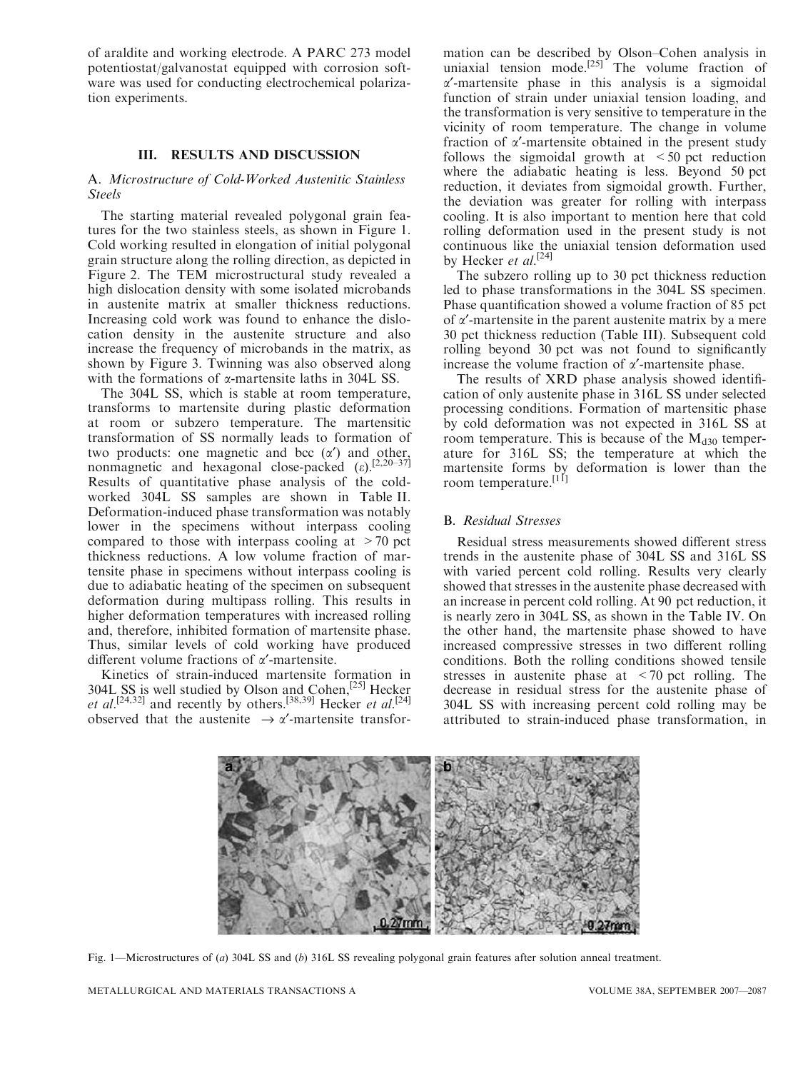of araldite and working electrode. A PARC 273 model potentiostat/galvanostat equipped with corrosion software was used for conducting electrochemical polarization experiments.

## III. RESULTS AND DISCUSSION

### A. *Microstructure of Cold-Worked Austenitic Stainless Steels*

The starting material revealed polygonal grain features for the two stainless steels, as shown in Figure 1. Cold working resulted in elongation of initial polygonal grain structure along the rolling direction, as depicted in Figure 2. The TEM microstructural study revealed a high dislocation density with some isolated microbands in austenite matrix at smaller thickness reductions. Increasing cold work was found to enhance the dislocation density in the austenite structure and also increase the frequency of microbands in the matrix, as shown by Figure 3. Twinning was also observed along with the formations of $\alpha$-martensite laths in 304L SS.

The 304L SS, which is stable at room temperature, transforms to martensite during plastic deformation at room or subzero temperature. The martensitic transformation of SS normally leads to formation of two products: one magnetic and bcc ($\alpha'$) and other, nonmagnetic and hexagonal close-packed ($\varepsilon$).[2,20–37] Results of quantitative phase analysis of the cold-worked 304L SS samples are shown in Table II. Deformation-induced phase transformation was notably lower in the specimens without interpass cooling compared to those with interpass cooling at > 70 pct thickness reductions. A low volume fraction of martensite phase in specimens without interpass cooling is due to adiabatic heating of the specimen on subsequent deformation during multipass rolling. This results in higher deformation temperatures with increased rolling and, therefore, inhibited formation of martensite phase. Thus, similar levels of cold working have produced different volume fractions of $\alpha'$-martensite.

Kinetics of strain-induced martensite formation in 304L SS is well studied by Olson and Cohen,[25] Hecker *et al*.[24,32] and recently by others.[38,39] Hecker *et al*.[24] observed that the austenite $\rightarrow \alpha'$-martensite transformation can be described by Olson–Cohen analysis in uniaxial tension mode.[25] The volume fraction of $\alpha'$-martensite phase in this analysis is a sigmoidal function of strain under uniaxial tension loading, and the transformation is very sensitive to temperature in the vicinity of room temperature. The change in volume fraction of $\alpha'$-martensite obtained in the present study follows the sigmoidal growth at < 50 pct reduction where the adiabatic heating is less. Beyond 50 pct reduction, it deviates from sigmoidal growth. Further, the deviation was greater for rolling with interpass cooling. It is also important to mention here that cold rolling deformation used in the present study is not continuous like the uniaxial tension deformation used by Hecker *et al*.[24]

The subzero rolling up to 30 pct thickness reduction led to phase transformations in the 304L SS specimen. Phase quantification showed a volume fraction of 85 pct of $\alpha'$-martensite in the parent austenite matrix by a mere 30 pct thickness reduction (Table III). Subsequent cold rolling beyond 30 pct was not found to significantly increase the volume fraction of $\alpha'$-martensite phase.

The results of XRD phase analysis showed identification of only austenite phase in 316L SS under selected processing conditions. Formation of martensitic phase by cold deformation was not expected in 316L SS at room temperature. This is because of the $M_{d30}$ temperature for 316L SS; the temperature at which the martensite forms by deformation is lower than the room temperature.[11]

### B. *Residual Stresses*

Residual stress measurements showed different stress trends in the austenite phase of 304L SS and 316L SS with varied percent cold rolling. Results very clearly showed that stresses in the austenite phase decreased with an increase in percent cold rolling. At 90 pct reduction, it is nearly zero in 304L SS, as shown in the Table IV. On the other hand, the martensite phase showed to have increased compressive stresses in two different rolling conditions. Both the rolling conditions showed tensile stresses in austenite phase at < 70 pct rolling. The decrease in residual stress for the austenite phase of 304L SS with increasing percent cold rolling may be attributed to strain-induced phase transformation, in

Fig. 1—Microstructures of (*a*) 304L SS and (*b*) 316L SS revealing polygonal grain features after solution anneal treatment.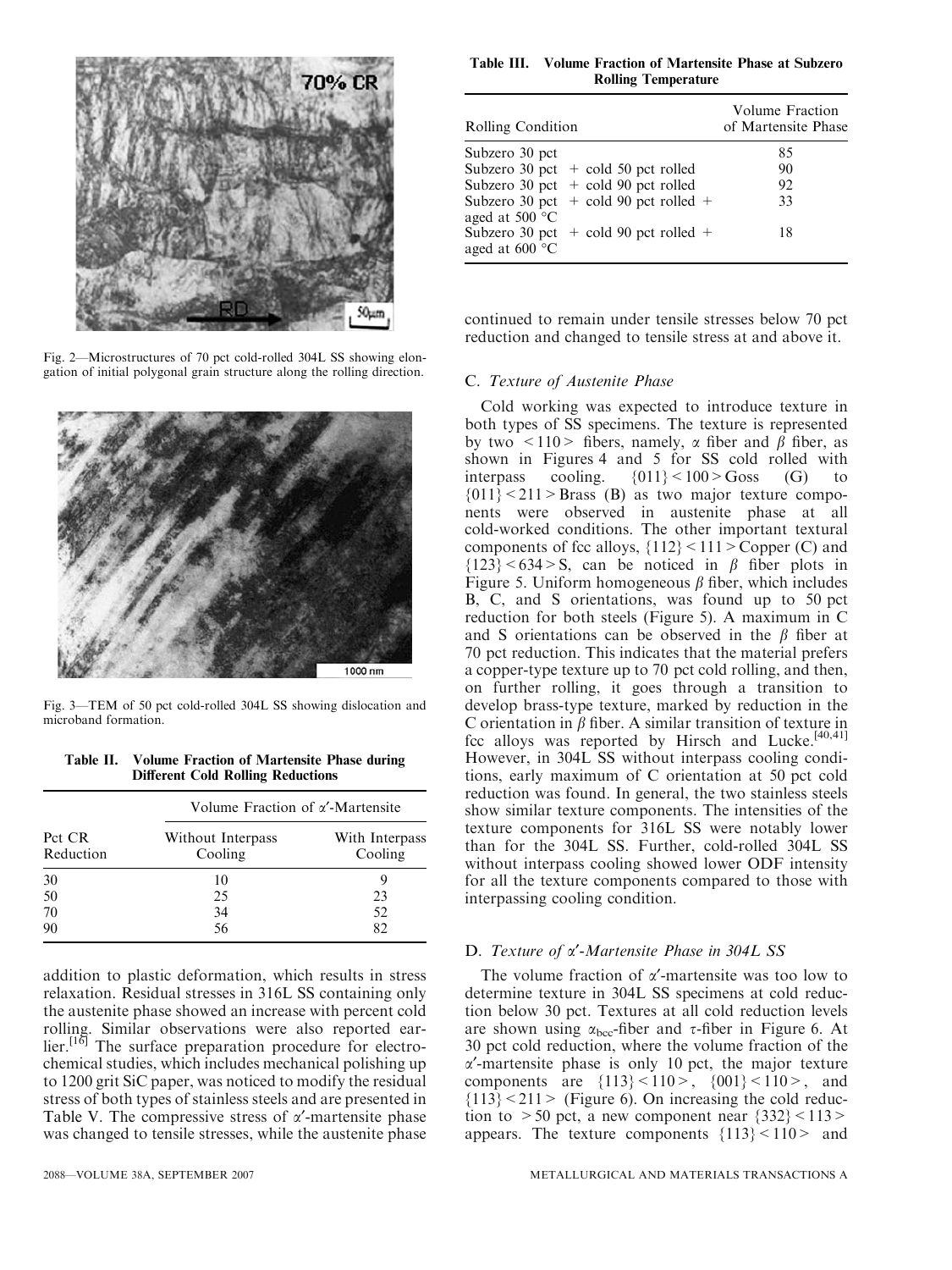Fig. 2—Microstructures of 70 pct cold-rolled 304L SS showing elongation of initial polygonal grain structure along the rolling direction.

Fig. 3—TEM of 50 pct cold-rolled 304L SS showing dislocation and microband formation.

Table II. Volume Fraction of Martensite Phase during Different Cold Rolling Reductions

| Pct CR Reduction | Volume Fraction of $\alpha'$-Martensite | |
|---|---|---|
| | Without Interpass Cooling | With Interpass Cooling |
| 30 | 10 | 9 |
| 50 | 25 | 23 |
| 70 | 34 | 52 |
| 90 | 56 | 82 |

addition to plastic deformation, which results in stress relaxation. Residual stresses in 316L SS containing only the austenite phase showed an increase with percent cold rolling. Similar observations were also reported earlier.[16] The surface preparation procedure for electrochemical studies, which includes mechanical polishing up to 1200 grit SiC paper, was noticed to modify the residual stress of both types of stainless steels and are presented in Table V. The compressive stress of $\alpha'$-martensite phase was changed to tensile stresses, while the austenite phase

Table III. Volume Fraction of Martensite Phase at Subzero Rolling Temperature

| Rolling Condition | Volume Fraction of Martensite Phase |
|---|---|
| Subzero 30 pct | 85 |
| Subzero 30 pct + cold 50 pct rolled | 90 |
| Subzero 30 pct + cold 90 pct rolled | 92 |
| Subzero 30 pct + cold 90 pct rolled + aged at 500 °C | 33 |
| Subzero 30 pct + cold 90 pct rolled + aged at 600 °C | 18 |

continued to remain under tensile stresses below 70 pct reduction and changed to tensile stress at and above it.

### C. *Texture of Austenite Phase*

Cold working was expected to introduce texture in both types of SS specimens. The texture is represented by two <110> fibers, namely, $\alpha$ fiber and $\beta$ fiber, as shown in Figures 4 and 5 for SS cold rolled with interpass cooling. {011}<100> Goss (G) to {011}<211> Brass (B) as two major texture components were observed in austenite phase at all cold-worked conditions. The other important textural components of fcc alloys, {112}<111> Copper (C) and {123}<634> S, can be noticed in $\beta$ fiber plots in Figure 5. Uniform homogeneous $\beta$ fiber, which includes B, C, and S orientations, was found up to 50 pct reduction for both steels (Figure 5). A maximum in C and S orientations can be observed in the $\beta$ fiber at 70 pct reduction. This indicates that the material prefers a copper-type texture up to 70 pct cold rolling, and then, on further rolling, it goes through a transition to develop brass-type texture, marked by reduction in the C orientation in $\beta$ fiber. A similar transition of texture in fcc alloys was reported by Hirsch and Lucke.[40,41] However, in 304L SS without interpass cooling conditions, early maximum of C orientation at 50 pct cold reduction was found. In general, the two stainless steels show similar texture components. The intensities of the texture components for 316L SS were notably lower than for the 304L SS. Further, cold-rolled 304L SS without interpass cooling showed lower ODF intensity for all the texture components compared to those with interpassing cooling condition.

### D. *Texture of $\alpha'$-Martensite Phase in 304L SS*

The volume fraction of $\alpha'$-martensite was too low to determine texture in 304L SS specimens at cold reduction below 30 pct. Textures at all cold reduction levels are shown using $\alpha_{bcc}$-fiber and $\tau$-fiber in Figure 6. At 30 pct cold reduction, where the volume fraction of the $\alpha'$-martensite phase is only 10 pct, the major texture components are {113}<110>, {001}<110>, and {113}<211> (Figure 6). On increasing the cold reduction to >50 pct, a new component near {332}<113> appears. The texture components {113}<110> and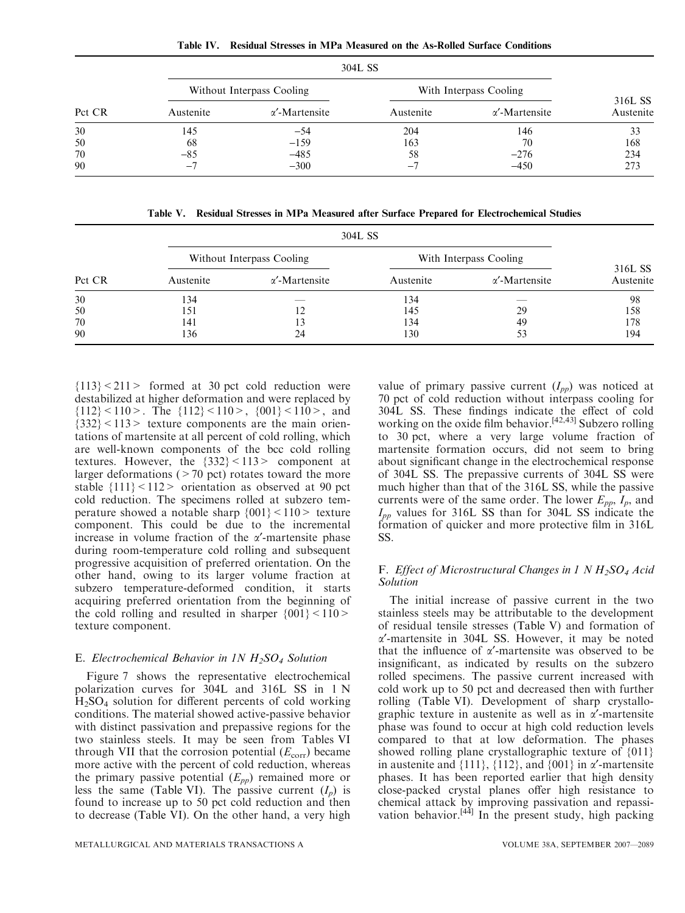Table IV. Residual Stresses in MPa Measured on the As-Rolled Surface Conditions

| Pct CR | 304L SS | | | | 316L SS |
|---|---|---|---|---|---|
| | Without Interpass Cooling | | With Interpass Cooling | | |
| | Austenite | α′-Martensite | Austenite | α′-Martensite | Austenite |
| 30 | 145 | −54 | 204 | 146 | 33 |
| 50 | 68 | −159 | 163 | 70 | 168 |
| 70 | −85 | −485 | 58 | −276 | 234 |
| 90 | −7 | −300 | −7 | −450 | 273 |

Table V. Residual Stresses in MPa Measured after Surface Prepared for Electrochemical Studies

| Pct CR | 304L SS | | | | 316L SS |
|---|---|---|---|---|---|
| | Without Interpass Cooling | | With Interpass Cooling | | |
| | Austenite | α′-Martensite | Austenite | α′-Martensite | Austenite |
| 30 | 134 | — | 134 | — | 98 |
| 50 | 151 | 12 | 145 | 29 | 158 |
| 70 | 141 | 13 | 134 | 49 | 178 |
| 90 | 136 | 24 | 130 | 53 | 194 |

{113}<211> formed at 30 pct cold reduction were destabilized at higher deformation and were replaced by {112}<110>. The {112}<110>, {001}<110>, and {332}<113> texture components are the main orientations of martensite at all percent of cold rolling, which are well-known components of the bcc cold rolling textures. However, the {332}<113> component at larger deformations (>70 pct) rotates toward the more stable {111}<112> orientation as observed at 90 pct cold reduction. The specimens rolled at subzero temperature showed a notable sharp {001}<110> texture component. This could be due to the incremental increase in volume fraction of the α′-martensite phase during room-temperature cold rolling and subsequent progressive acquisition of preferred orientation. On the other hand, owing to its larger volume fraction at subzero temperature-deformed condition, it starts acquiring preferred orientation from the beginning of the cold rolling and resulted in sharper {001}<110> texture component.

### E. *Electrochemical Behavior in 1N $H_2SO_4$ Solution*

Figure 7 shows the representative electrochemical polarization curves for 304L and 316L SS in 1 N $H_2SO_4$ solution for different percents of cold working conditions. The material showed active-passive behavior with distinct passivation and prepassive regions for the two stainless steels. It may be seen from Tables VI through VII that the corrosion potential ($E_{corr}$) became more active with the percent of cold reduction, whereas the primary passive potential ($E_{pp}$) remained more or less the same (Table VI). The passive current ($I_p$) is found to increase up to 50 pct cold reduction and then to decrease (Table VI). On the other hand, a very high value of primary passive current ($I_{pp}$) was noticed at 70 pct of cold reduction without interpass cooling for 304L SS. These findings indicate the effect of cold working on the oxide film behavior.[42,43] Subzero rolling to 30 pct, where a very large volume fraction of martensite formation occurs, did not seem to bring about significant change in the electrochemical response of 304L SS. The prepassive currents of 304L SS were much higher than that of the 316L SS, while the passive currents were of the same order. The lower $E_{pp}$, $I_p$, and $I_{pp}$ values for 316L SS than for 304L SS indicate the formation of quicker and more protective film in 316L SS.

### F. *Effect of Microstructural Changes in 1 N $H_2SO_4$ Acid Solution*

The initial increase of passive current in the two stainless steels may be attributable to the development of residual tensile stresses (Table V) and formation of α′-martensite in 304L SS. However, it may be noted that the influence of α′-martensite was observed to be insignificant, as indicated by results on the subzero rolled specimens. The passive current increased with cold work up to 50 pct and decreased then with further rolling (Table VI). Development of sharp crystallographic texture in austenite as well as in α′-martensite phase was found to occur at high cold reduction levels compared to that at low deformation. The phases showed rolling plane crystallographic texture of {011} in austenite and {111}, {112}, and {001} in α′-martensite phases. It has been reported earlier that high density close-packed crystal planes offer high resistance to chemical attack by improving passivation and repassivation behavior.[44] In the present study, high packing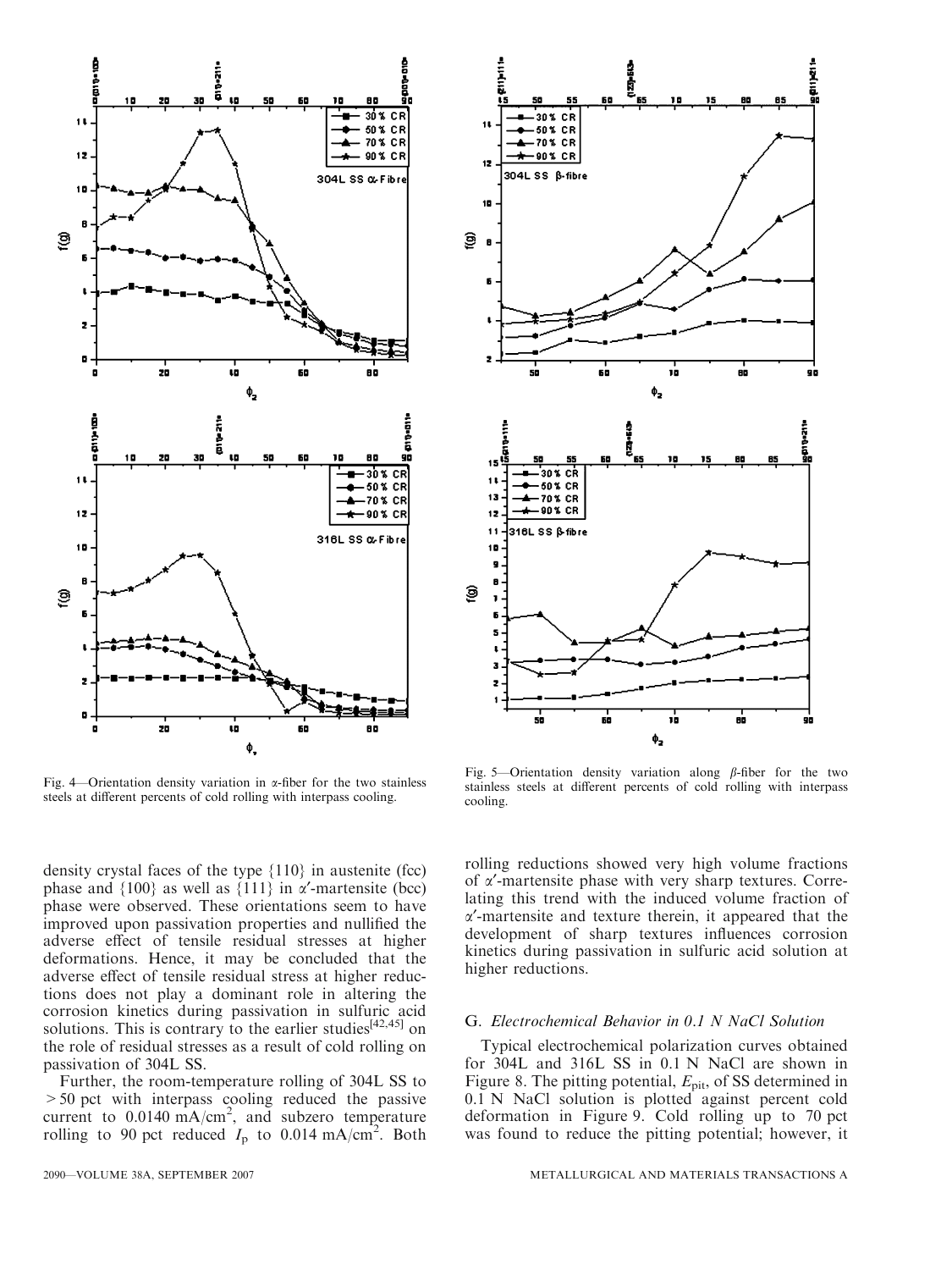Fig. 4—Orientation density variation in α-fiber for the two stainless steels at different percents of cold rolling with interpass cooling.

Fig. 5—Orientation density variation along β-fiber for the two stainless steels at different percents of cold rolling with interpass cooling.

density crystal faces of the type {110} in austenite (fcc) phase and {100} as well as {111} in α′-martensite (bcc) phase were observed. These orientations seem to have improved upon passivation properties and nullified the adverse effect of tensile residual stresses at higher deformations. Hence, it may be concluded that the adverse effect of tensile residual stress at higher reductions does not play a dominant role in altering the corrosion kinetics during passivation in sulfuric acid solutions. This is contrary to the earlier studies[42,45] on the role of residual stresses as a result of cold rolling on passivation of 304L SS.

Further, the room-temperature rolling of 304L SS to > 50 pct with interpass cooling reduced the passive current to 0.0140 mA/cm$^2$, and subzero temperature rolling to 90 pct reduced $I_p$ to 0.014 mA/cm$^2$. Both rolling reductions showed very high volume fractions of α′-martensite phase with very sharp textures. Correlating this trend with the induced volume fraction of α′-martensite and texture therein, it appeared that the development of sharp textures influences corrosion kinetics during passivation in sulfuric acid solution at higher reductions.

### G. *Electrochemical Behavior in 0.1 N NaCl Solution*

Typical electrochemical polarization curves obtained for 304L and 316L SS in 0.1 N NaCl are shown in Figure 8. The pitting potential, $E_{\text{pit}}$, of SS determined in 0.1 N NaCl solution is plotted against percent cold deformation in Figure 9. Cold rolling up to 70 pct was found to reduce the pitting potential; however, it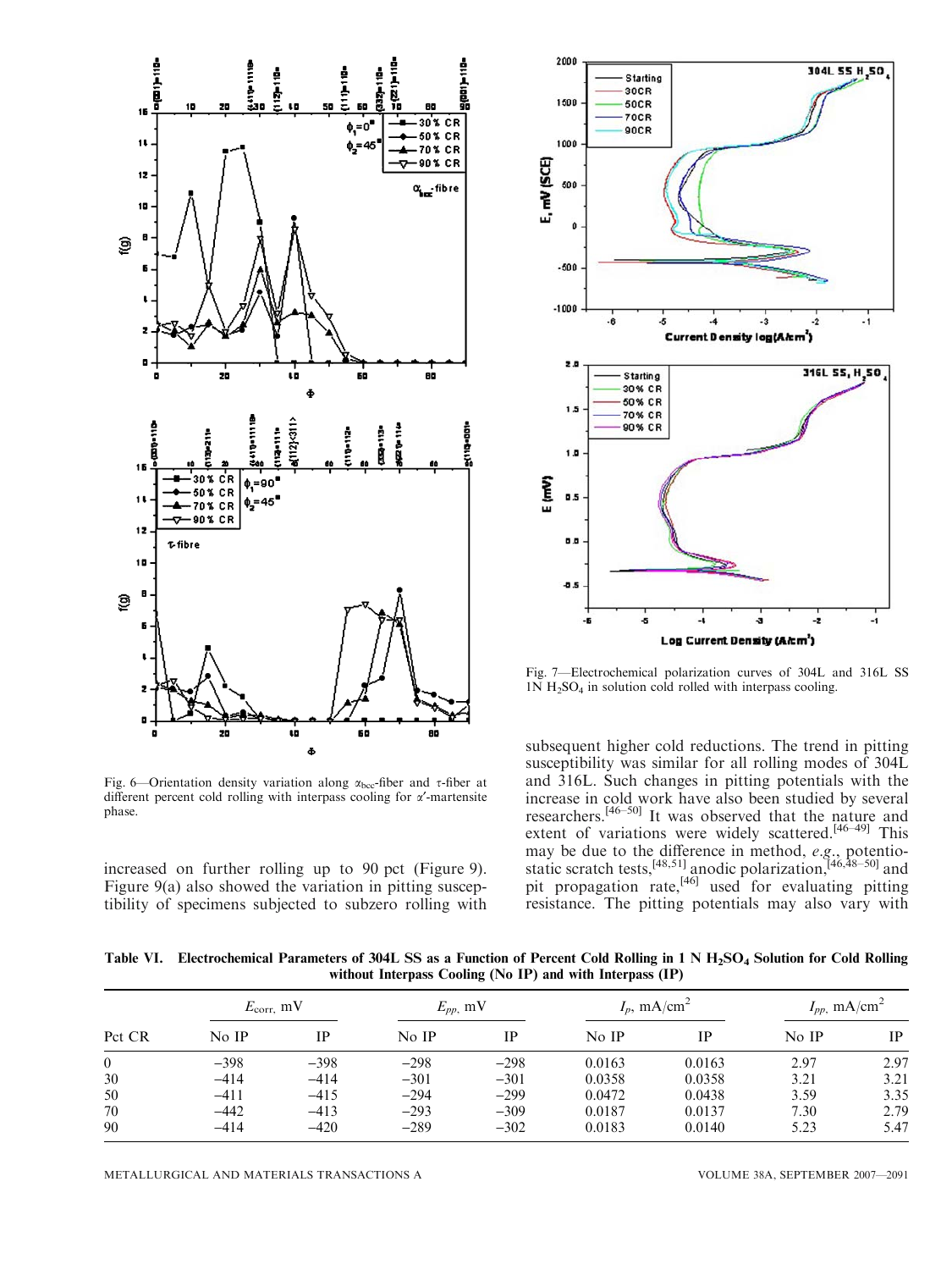Fig. 6—Orientation density variation along $\alpha_{bcc}$-fiber and $\tau$-fiber at different percent cold rolling with interpass cooling for $\alpha'$-martensite phase.

Fig. 7—Electrochemical polarization curves of 304L and 316L SS 1N $H_2SO_4$ in solution cold rolled with interpass cooling.

increased on further rolling up to 90 pct (Figure 9). Figure 9(a) also showed the variation in pitting susceptibility of specimens subjected to subzero rolling with subsequent higher cold reductions. The trend in pitting susceptibility was similar for all rolling modes of 304L and 316L. Such changes in pitting potentials with the increase in cold work have also been studied by several researchers.[46–50] It was observed that the nature and extent of variations were widely scattered.[46–49] This may be due to the difference in method, *e.g.*, potentiostatic scratch tests,[48,51] anodic polarization,[46,48–50] and pit propagation rate,[46] used for evaluating pitting resistance. The pitting potentials may also vary with

**Table VI. Electrochemical Parameters of 304L SS as a Function of Percent Cold Rolling in 1 N $H_2SO_4$ Solution for Cold Rolling without Interpass Cooling (No IP) and with Interpass (IP)**

| Pct CR | $E_{corr}$, mV | | $E_{pp}$, mV | | $I_p$, mA/cm$^2$ | | $I_{pp}$, mA/cm$^2$ | |
|---|---|---|---|---|---|---|---|---|
| | No IP | IP | No IP | IP | No IP | IP | No IP | IP |
| 0 | −398 | −398 | −298 | −298 | 0.0163 | 0.0163 | 2.97 | 2.97 |
| 30 | −414 | −414 | −301 | −301 | 0.0358 | 0.0358 | 3.21 | 3.21 |
| 50 | −411 | −415 | −294 | −299 | 0.0472 | 0.0438 | 3.59 | 3.35 |
| 70 | −442 | −413 | −293 | −309 | 0.0187 | 0.0137 | 7.30 | 2.79 |
| 90 | −414 | −420 | −289 | −302 | 0.0183 | 0.0140 | 5.23 | 5.47 |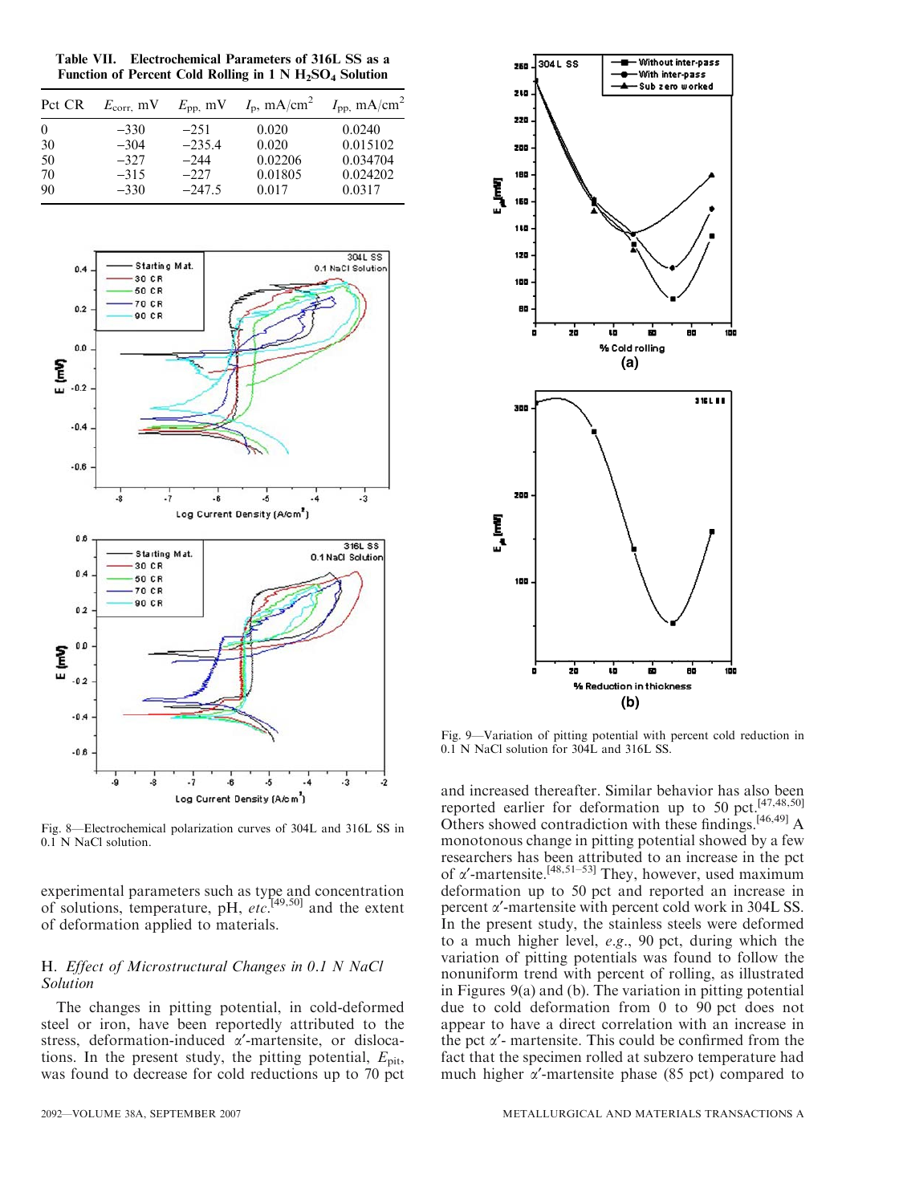Table VII. Electrochemical Parameters of 316L SS as a Function of Percent Cold Rolling in 1 N $H_2SO_4$ Solution

| Pct CR | $E_{corr}$, mV | $E_{pp}$, mV | $I_p$, mA/cm$^2$ | $I_{pp}$, mA/cm$^2$ |
|---|---|---|---|---|
| 0 | −330 | −251 | 0.020 | 0.0240 |
| 30 | −304 | −235.4 | 0.020 | 0.015102 |
| 50 | −327 | −244 | 0.02206 | 0.034704 |
| 70 | −315 | −227 | 0.01805 | 0.024202 |
| 90 | −330 | −247.5 | 0.017 | 0.0317 |

Fig. 8—Electrochemical polarization curves of 304L and 316L SS in 0.1 N NaCl solution.

experimental parameters such as type and concentration of solutions, temperature, pH, *etc.*[49,50] and the extent of deformation applied to materials.

### H. *Effect of Microstructural Changes in 0.1 N NaCl Solution*

The changes in pitting potential, in cold-deformed steel or iron, have been reportedly attributed to the stress, deformation-induced $\alpha'$-martensite, or dislocations. In the present study, the pitting potential, $E_{pit}$, was found to decrease for cold reductions up to 70 pct and increased thereafter. Similar behavior has also been reported earlier for deformation up to 50 pct.[47,48,50] Others showed contradiction with these findings.[46,49] A monotonous change in pitting potential showed by a few researchers has been attributed to an increase in the pct of $\alpha'$-martensite.[48,51–53] They, however, used maximum deformation up to 50 pct and reported an increase in percent $\alpha'$-martensite with percent cold work in 304L SS. In the present study, the stainless steels were deformed to a much higher level, *e.g.*, 90 pct, during which the variation of pitting potentials was found to follow the nonuniform trend with percent of rolling, as illustrated in Figures 9(a) and (b). The variation in pitting potential due to cold deformation from 0 to 90 pct does not appear to have a direct correlation with an increase in the pct $\alpha'$- martensite. This could be confirmed from the fact that the specimen rolled at subzero temperature had much higher $\alpha'$-martensite phase (85 pct) compared to

Fig. 9—Variation of pitting potential with percent cold reduction in 0.1 N NaCl solution for 304L and 316L SS.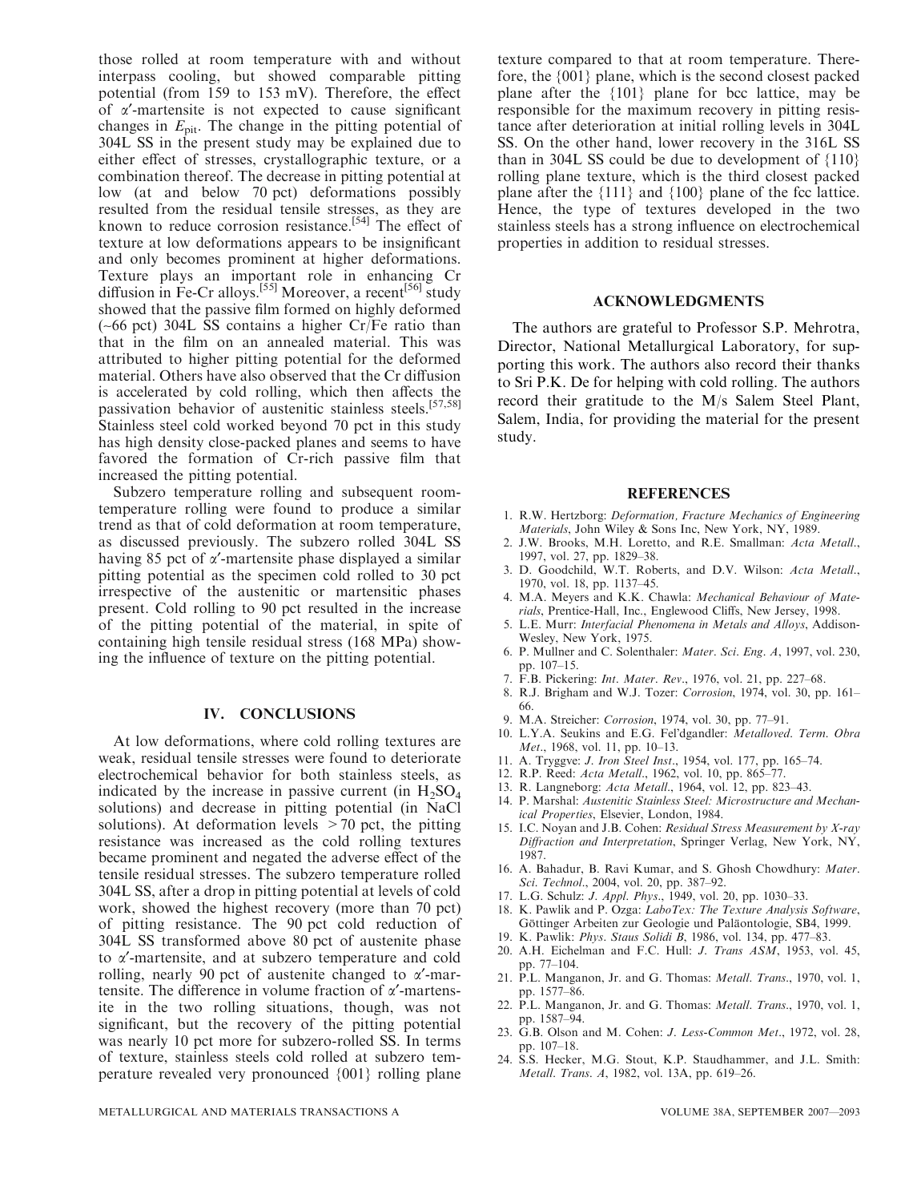those rolled at room temperature with and without interpass cooling, but showed comparable pitting potential (from 159 to 153 mV). Therefore, the effect of $\alpha'$-martensite is not expected to cause significant changes in $E_{pit}$. The change in the pitting potential of 304L SS in the present study may be explained due to either effect of stresses, crystallographic texture, or a combination thereof. The decrease in pitting potential at low (at and below 70 pct) deformations possibly resulted from the residual tensile stresses, as they are known to reduce corrosion resistance.[54] The effect of texture at low deformations appears to be insignificant and only becomes prominent at higher deformations. Texture plays an important role in enhancing Cr diffusion in Fe-Cr alloys.[55] Moreover, a recent[56] study showed that the passive film formed on highly deformed (~66 pct) 304L SS contains a higher Cr/Fe ratio than that in the film on an annealed material. This was attributed to higher pitting potential for the deformed material. Others have also observed that the Cr diffusion is accelerated by cold rolling, which then affects the passivation behavior of austenitic stainless steels.[57,58] Stainless steel cold worked beyond 70 pct in this study has high density close-packed planes and seems to have favored the formation of Cr-rich passive film that increased the pitting potential.

Subzero temperature rolling and subsequent room-temperature rolling were found to produce a similar trend as that of cold deformation at room temperature, as discussed previously. The subzero rolled 304L SS having 85 pct of $\alpha'$-martensite phase displayed a similar pitting potential as the specimen cold rolled to 30 pct irrespective of the austenitic or martensitic phases present. Cold rolling to 90 pct resulted in the increase of the pitting potential of the material, in spite of containing high tensile residual stress (168 MPa) showing the influence of texture on the pitting potential.

## IV. CONCLUSIONS

At low deformations, where cold rolling textures are weak, residual tensile stresses were found to deteriorate electrochemical behavior for both stainless steels, as indicated by the increase in passive current (in $H_2SO_4$ solutions) and decrease in pitting potential (in NaCl solutions). At deformation levels > 70 pct, the pitting resistance was increased as the cold rolling textures became prominent and negated the adverse effect of the tensile residual stresses. The subzero temperature rolled 304L SS, after a drop in pitting potential at levels of cold work, showed the highest recovery (more than 70 pct) of pitting resistance. The 90 pct cold reduction of 304L SS transformed above 80 pct of austenite phase to $\alpha'$-martensite, and at subzero temperature and cold rolling, nearly 90 pct of austenite changed to $\alpha'$-martensite. The difference in volume fraction of $\alpha'$-martensite in the two rolling situations, though, was not significant, but the recovery of the pitting potential was nearly 10 pct more for subzero-rolled SS. In terms of texture, stainless steels cold rolled at subzero temperature revealed very pronounced {001} rolling plane texture compared to that at room temperature. Therefore, the {001} plane, which is the second closest packed plane after the {101} plane for bcc lattice, may be responsible for the maximum recovery in pitting resistance after deterioration at initial rolling levels in 304L SS. On the other hand, lower recovery in the 316L SS than in 304L SS could be due to development of {110} rolling plane texture, which is the third closest packed plane after the {111} and {100} plane of the fcc lattice. Hence, the type of textures developed in the two stainless steels has a strong influence on electrochemical properties in addition to residual stresses.

## ACKNOWLEDGMENTS

The authors are grateful to Professor S.P. Mehrotra, Director, National Metallurgical Laboratory, for supporting this work. The authors also record their thanks to Sri P.K. De for helping with cold rolling. The authors record their gratitude to the M/s Salem Steel Plant, Salem, India, for providing the material for the present study.

## REFERENCES

1. R.W. Hertzborg: *Deformation, Fracture Mechanics of Engineering Materials*, John Wiley & Sons Inc, New York, NY, 1989.
2. J.W. Brooks, M.H. Loretto, and R.E. Smallman: *Acta Metall.*, 1997, vol. 27, pp. 1829–38.
3. D. Goodchild, W.T. Roberts, and D.V. Wilson: *Acta Metall.*, 1970, vol. 18, pp. 1137–45.
4. M.A. Meyers and K.K. Chawla: *Mechanical Behaviour of Materials*, Prentice-Hall, Inc., Englewood Cliffs, New Jersey, 1998.
5. L.E. Murr: *Interfacial Phenomena in Metals and Alloys*, Addison-Wesley, New York, 1975.
6. P. Mullner and C. Solenthaler: *Mater. Sci. Eng. A*, 1997, vol. 230, pp. 107–15.
7. F.B. Pickering: *Int. Mater. Rev.*, 1976, vol. 21, pp. 227–68.
8. R.J. Brigham and W.J. Tozer: *Corrosion*, 1974, vol. 30, pp. 161–66.
9. M.A. Streicher: *Corrosion*, 1974, vol. 30, pp. 77–91.
10. L.Y.A. Seukins and E.G. Fel'dgandler: *Metalloved. Term. Obra Met.*, 1968, vol. 11, pp. 10–13.
11. A. Tryggve: *J. Iron Steel Inst.*, 1954, vol. 177, pp. 165–74.
12. R.P. Reed: *Acta Metall.*, 1962, vol. 10, pp. 865–77.
13. R. Langneborg: *Acta Metall.*, 1964, vol. 12, pp. 823–43.
14. P. Marshal: *Austenitic Stainless Steel: Microstructure and Mechanical Properties*, Elsevier, London, 1984.
15. I.C. Noyan and J.B. Cohen: *Residual Stress Measurement by X-ray Diffraction and Interpretation*, Springer Verlag, New York, NY, 1987.
16. A. Bahadur, B. Ravi Kumar, and S. Ghosh Chowdhury: *Mater. Sci. Technol.*, 2004, vol. 20, pp. 387–92.
17. L.G. Schulz: *J. Appl. Phys.*, 1949, vol. 20, pp. 1030–33.
18. K. Pawlik and P. Ozga: *LaboTex: The Texture Analysis Software*, Göttinger Arbeiten zur Geologie und Paläontologie, SB4, 1999.
19. K. Pawlik: *Phys. Staus Solidi B*, 1986, vol. 134, pp. 477–83.
20. A.H. Eichelman and F.C. Hull: *J. Trans ASM*, 1953, vol. 45, pp. 77–104.
21. P.L. Manganon, Jr. and G. Thomas: *Metall. Trans.*, 1970, vol. 1, pp. 1577–86.
22. P.L. Manganon, Jr. and G. Thomas: *Metall. Trans.*, 1970, vol. 1, pp. 1587–94.
23. G.B. Olson and M. Cohen: *J. Less-Common Met.*, 1972, vol. 28, pp. 107–18.
24. S.S. Hecker, M.G. Stout, K.P. Staudhammer, and J.L. Smith: *Metall. Trans. A*, 1982, vol. 13A, pp. 619–26.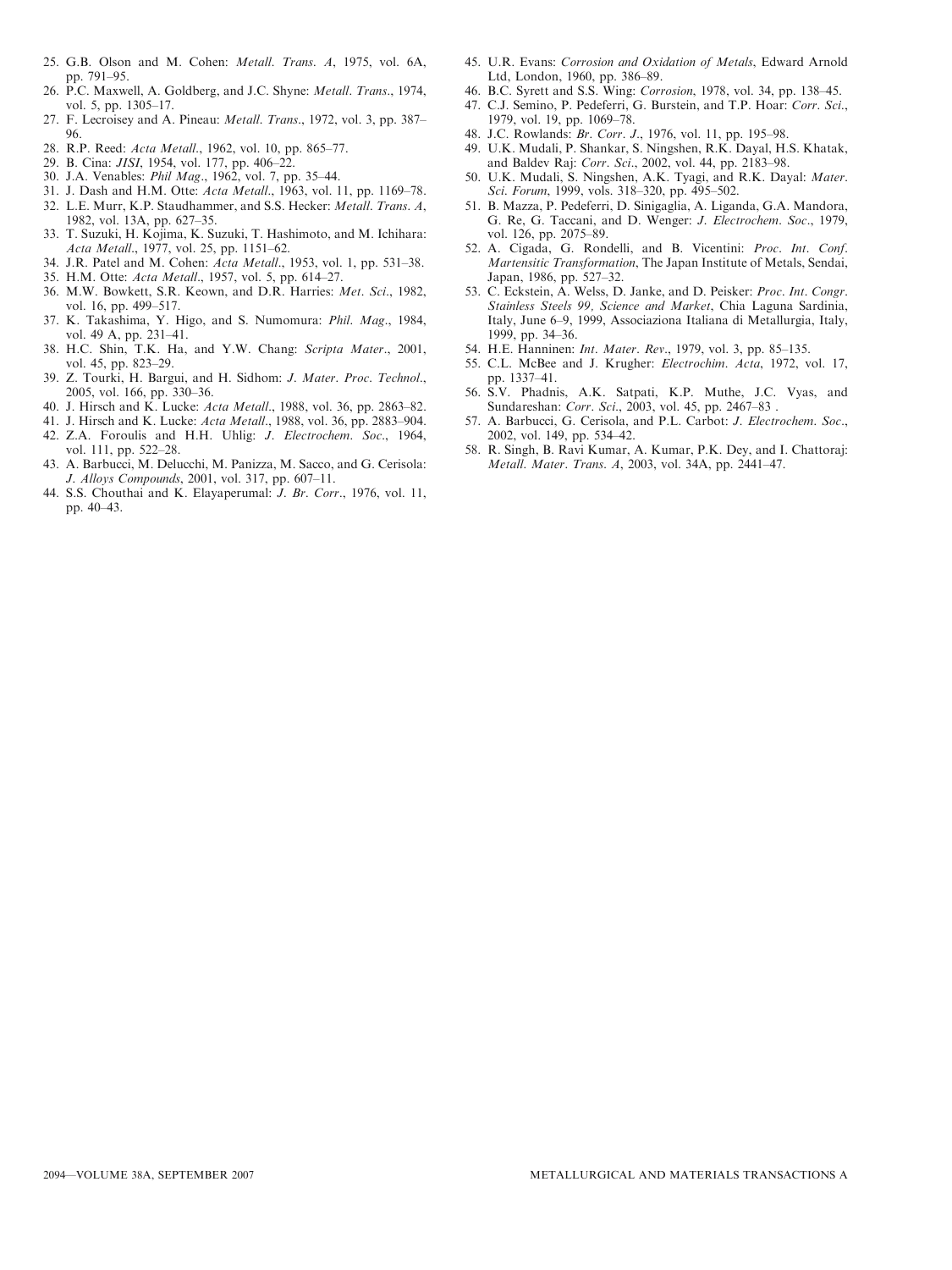25. G.B. Olson and M. Cohen: *Metall. Trans. A*, 1975, vol. 6A, pp. 791–95.
26. P.C. Maxwell, A. Goldberg, and J.C. Shyne: *Metall. Trans.*, 1974, vol. 5, pp. 1305–17.
27. F. Lecroisey and A. Pineau: *Metall. Trans.*, 1972, vol. 3, pp. 387–96.
28. R.P. Reed: *Acta Metall.*, 1962, vol. 10, pp. 865–77.
29. B. Cina: *JISI*, 1954, vol. 177, pp. 406–22.
30. J.A. Venables: *Phil Mag.*, 1962, vol. 7, pp. 35–44.
31. J. Dash and H.M. Otte: *Acta Metall.*, 1963, vol. 11, pp. 1169–78.
32. L.E. Murr, K.P. Staudhammer, and S.S. Hecker: *Metall. Trans. A*, 1982, vol. 13A, pp. 627–35.
33. T. Suzuki, H. Kojima, K. Suzuki, T. Hashimoto, and M. Ichihara: *Acta Metall.*, 1977, vol. 25, pp. 1151–62.
34. J.R. Patel and M. Cohen: *Acta Metall.*, 1953, vol. 1, pp. 531–38.
35. H.M. Otte: *Acta Metall.*, 1957, vol. 5, pp. 614–27.
36. M.W. Bowkett, S.R. Keown, and D.R. Harries: *Met. Sci.*, 1982, vol. 16, pp. 499–517.
37. K. Takashima, Y. Higo, and S. Numomura: *Phil. Mag.*, 1984, vol. 49 A, pp. 231–41.
38. H.C. Shin, T.K. Ha, and Y.W. Chang: *Scripta Mater.*, 2001, vol. 45, pp. 823–29.
39. Z. Tourki, H. Bargui, and H. Sidhom: *J. Mater. Proc. Technol.*, 2005, vol. 166, pp. 330–36.
40. J. Hirsch and K. Lucke: *Acta Metall.*, 1988, vol. 36, pp. 2863–82.
41. J. Hirsch and K. Lucke: *Acta Metall.*, 1988, vol. 36, pp. 2883–904.
42. Z.A. Foroulis and H.H. Uhlig: *J. Electrochem. Soc.*, 1964, vol. 111, pp. 522–28.
43. A. Barbucci, M. Delucchi, M. Panizza, M. Sacco, and G. Cerisola: *J. Alloys Compounds*, 2001, vol. 317, pp. 607–11.
44. S.S. Chouthai and K. Elayaperumal: *J. Br. Corr.*, 1976, vol. 11, pp. 40–43.
45. U.R. Evans: *Corrosion and Oxidation of Metals*, Edward Arnold Ltd, London, 1960, pp. 386–89.
46. B.C. Syrett and S.S. Wing: *Corrosion*, 1978, vol. 34, pp. 138–45.
47. C.J. Semino, P. Pedeferri, G. Burstein, and T.P. Hoar: *Corr. Sci.*, 1979, vol. 19, pp. 1069–78.
48. J.C. Rowlands: *Br. Corr. J.*, 1976, vol. 11, pp. 195–98.
49. U.K. Mudali, P. Shankar, S. Ningshen, R.K. Dayal, H.S. Khatak, and Baldev Raj: *Corr. Sci.*, 2002, vol. 44, pp. 2183–98.
50. U.K. Mudali, S. Ningshen, A.K. Tyagi, and R.K. Dayal: *Mater. Sci. Forum*, 1999, vols. 318–320, pp. 495–502.
51. B. Mazza, P. Pedeferri, D. Sinigaglia, A. Liganda, G.A. Mandora, G. Re, G. Taccani, and D. Wenger: *J. Electrochem. Soc.*, 1979, vol. 126, pp. 2075–89.
52. A. Cigada, G. Rondelli, and B. Vicentini: *Proc. Int. Conf. Martensitic Transformation*, The Japan Institute of Metals, Sendai, Japan, 1986, pp. 527–32.
53. C. Eckstein, A. Welss, D. Janke, and D. Peisker: *Proc. Int. Congr. Stainless Steels 99, Science and Market*, Chia Laguna Sardinia, Italy, June 6–9, 1999, Associaziona Italiana di Metallurgia, Italy, 1999, pp. 34–36.
54. H.E. Hanninen: *Int. Mater. Rev.*, 1979, vol. 3, pp. 85–135.
55. C.L. McBee and J. Krugher: *Electrochim. Acta*, 1972, vol. 17, pp. 1337–41.
56. S.V. Phadnis, A.K. Satpati, K.P. Muthe, J.C. Vyas, and Sundareshan: *Corr. Sci.*, 2003, vol. 45, pp. 2467–83 .
57. A. Barbucci, G. Cerisola, and P.L. Carbot: *J. Electrochem. Soc.*, 2002, vol. 149, pp. 534–42.
58. R. Singh, B. Ravi Kumar, A. Kumar, P.K. Dey, and I. Chattoraj: *Metall. Mater. Trans. A*, 2003, vol. 34A, pp. 2441–47.